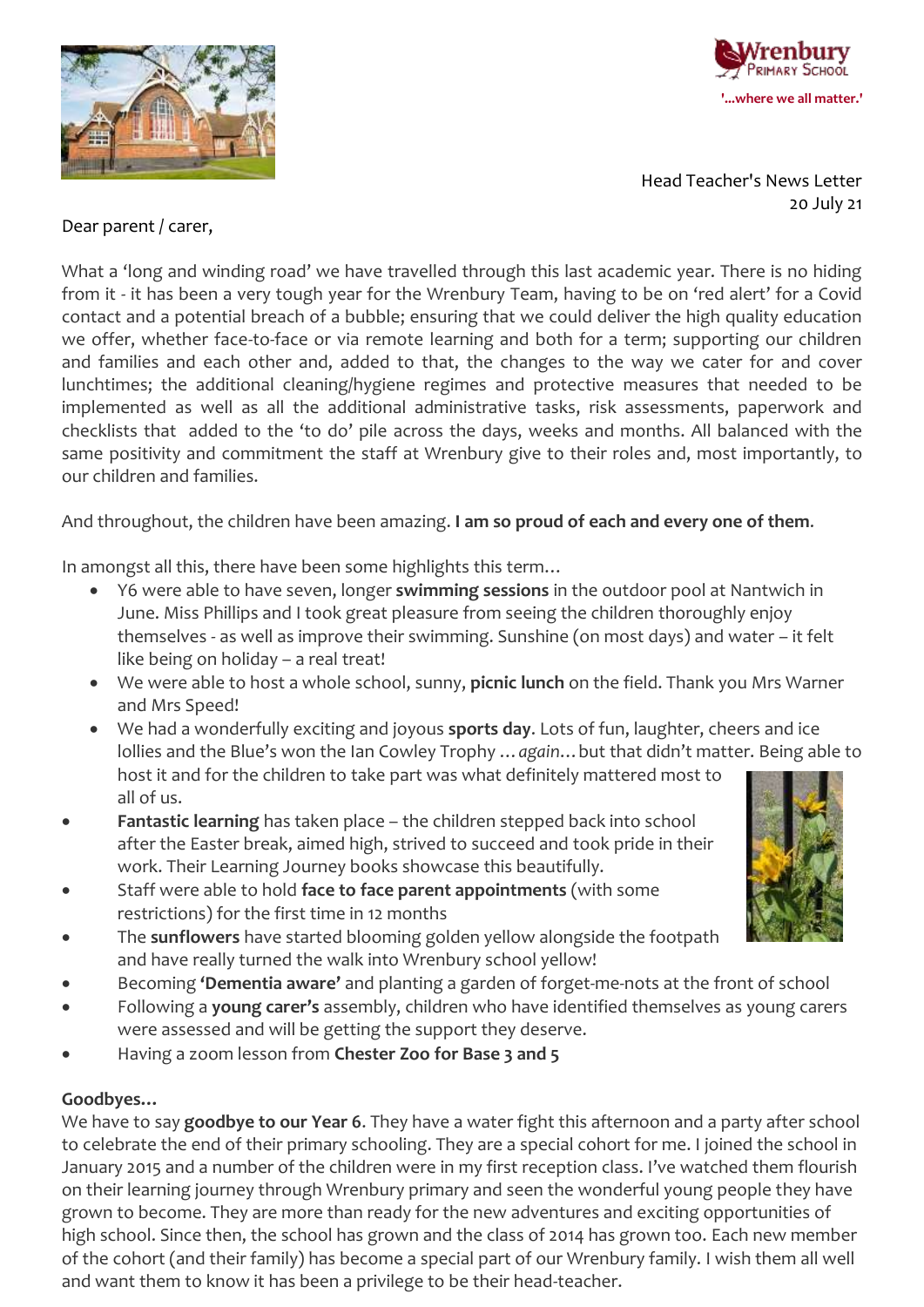Wrenbury Primary School

'...where we all matter.'

Head Teacher's News Letter
20 July 21

Dear parent / carer,

What a 'long and winding road' we have travelled through this last academic year. There is no hiding from it - it has been a very tough year for the Wrenbury Team, having to be on 'red alert' for a Covid contact and a potential breach of a bubble; ensuring that we could deliver the high quality education we offer, whether face-to-face or via remote learning and both for a term; supporting our children and families and each other and, added to that, the changes to the way we cater for and cover lunchtimes; the additional cleaning/hygiene regimes and protective measures that needed to be implemented as well as all the additional administrative tasks, risk assessments, paperwork and checklists that added to the 'to do' pile across the days, weeks and months. All balanced with the same positivity and commitment the staff at Wrenbury give to their roles and, most importantly, to our children and families.

And throughout, the children have been amazing. **I am so proud of each and every one of them**.

In amongst all this, there have been some highlights this term…

- Y6 were able to have seven, longer **swimming sessions** in the outdoor pool at Nantwich in June. Miss Phillips and I took great pleasure from seeing the children thoroughly enjoy themselves - as well as improve their swimming. Sunshine (on most days) and water – it felt like being on holiday – a real treat!
- We were able to host a whole school, sunny, **picnic lunch** on the field. Thank you Mrs Warner and Mrs Speed!
- We had a wonderfully exciting and joyous **sports day**. Lots of fun, laughter, cheers and ice lollies and the Blue's won the Ian Cowley Trophy …*again*… but that didn't matter. Being able to host it and for the children to take part was what definitely mattered most to all of us.
- **Fantastic learning** has taken place – the children stepped back into school after the Easter break, aimed high, strived to succeed and took pride in their work. Their Learning Journey books showcase this beautifully.
- Staff were able to hold **face to face parent appointments** (with some restrictions) for the first time in 12 months
- The **sunflowers** have started blooming golden yellow alongside the footpath and have really turned the walk into Wrenbury school yellow!
- Becoming **'Dementia aware'** and planting a garden of forget-me-nots at the front of school
- Following a **young carer's** assembly, children who have identified themselves as young carers were assessed and will be getting the support they deserve.
- Having a zoom lesson from **Chester Zoo for Base 3 and 5**

**Goodbyes…**

We have to say **goodbye to our Year 6**. They have a water fight this afternoon and a party after school to celebrate the end of their primary schooling. They are a special cohort for me. I joined the school in January 2015 and a number of the children were in my first reception class. I've watched them flourish on their learning journey through Wrenbury primary and seen the wonderful young people they have grown to become. They are more than ready for the new adventures and exciting opportunities of high school. Since then, the school has grown and the class of 2014 has grown too. Each new member of the cohort (and their family) has become a special part of our Wrenbury family. I wish them all well and want them to know it has been a privilege to be their head-teacher.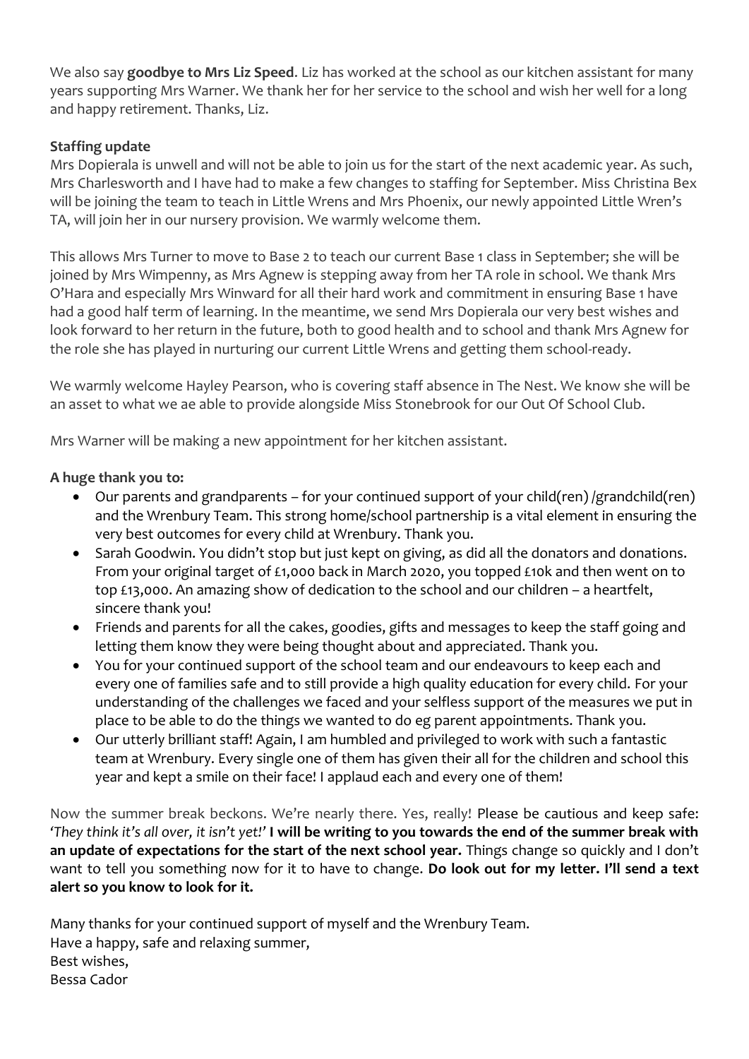We also say **goodbye to Mrs Liz Speed**. Liz has worked at the school as our kitchen assistant for many years supporting Mrs Warner. We thank her for her service to the school and wish her well for a long and happy retirement. Thanks, Liz.

**Staffing update**

Mrs Dopierala is unwell and will not be able to join us for the start of the next academic year. As such, Mrs Charlesworth and I have had to make a few changes to staffing for September. Miss Christina Bex will be joining the team to teach in Little Wrens and Mrs Phoenix, our newly appointed Little Wren's TA, will join her in our nursery provision. We warmly welcome them.

This allows Mrs Turner to move to Base 2 to teach our current Base 1 class in September; she will be joined by Mrs Wimpenny, as Mrs Agnew is stepping away from her TA role in school. We thank Mrs O'Hara and especially Mrs Winward for all their hard work and commitment in ensuring Base 1 have had a good half term of learning. In the meantime, we send Mrs Dopierala our very best wishes and look forward to her return in the future, both to good health and to school and thank Mrs Agnew for the role she has played in nurturing our current Little Wrens and getting them school-ready.

We warmly welcome Hayley Pearson, who is covering staff absence in The Nest. We know she will be an asset to what we ae able to provide alongside Miss Stonebrook for our Out Of School Club.

Mrs Warner will be making a new appointment for her kitchen assistant.

**A huge thank you to:**

- Our parents and grandparents – for your continued support of your child(ren) /grandchild(ren) and the Wrenbury Team. This strong home/school partnership is a vital element in ensuring the very best outcomes for every child at Wrenbury. Thank you.
- Sarah Goodwin. You didn't stop but just kept on giving, as did all the donators and donations. From your original target of £1,000 back in March 2020, you topped £10k and then went on to top £13,000. An amazing show of dedication to the school and our children – a heartfelt, sincere thank you!
- Friends and parents for all the cakes, goodies, gifts and messages to keep the staff going and letting them know they were being thought about and appreciated. Thank you.
- You for your continued support of the school team and our endeavours to keep each and every one of families safe and to still provide a high quality education for every child. For your understanding of the challenges we faced and your selfless support of the measures we put in place to be able to do the things we wanted to do eg parent appointments. Thank you.
- Our utterly brilliant staff! Again, I am humbled and privileged to work with such a fantastic team at Wrenbury. Every single one of them has given their all for the children and school this year and kept a smile on their face! I applaud each and every one of them!

Now the summer break beckons. We're nearly there. Yes, really! Please be cautious and keep safe: *'They think it's all over, it isn't yet!'* **I will be writing to you towards the end of the summer break with an update of expectations for the start of the next school year.** Things change so quickly and I don't want to tell you something now for it to have to change. **Do look out for my letter. I'll send a text alert so you know to look for it.**

Many thanks for your continued support of myself and the Wrenbury Team.
Have a happy, safe and relaxing summer,
Best wishes,
Bessa Cador